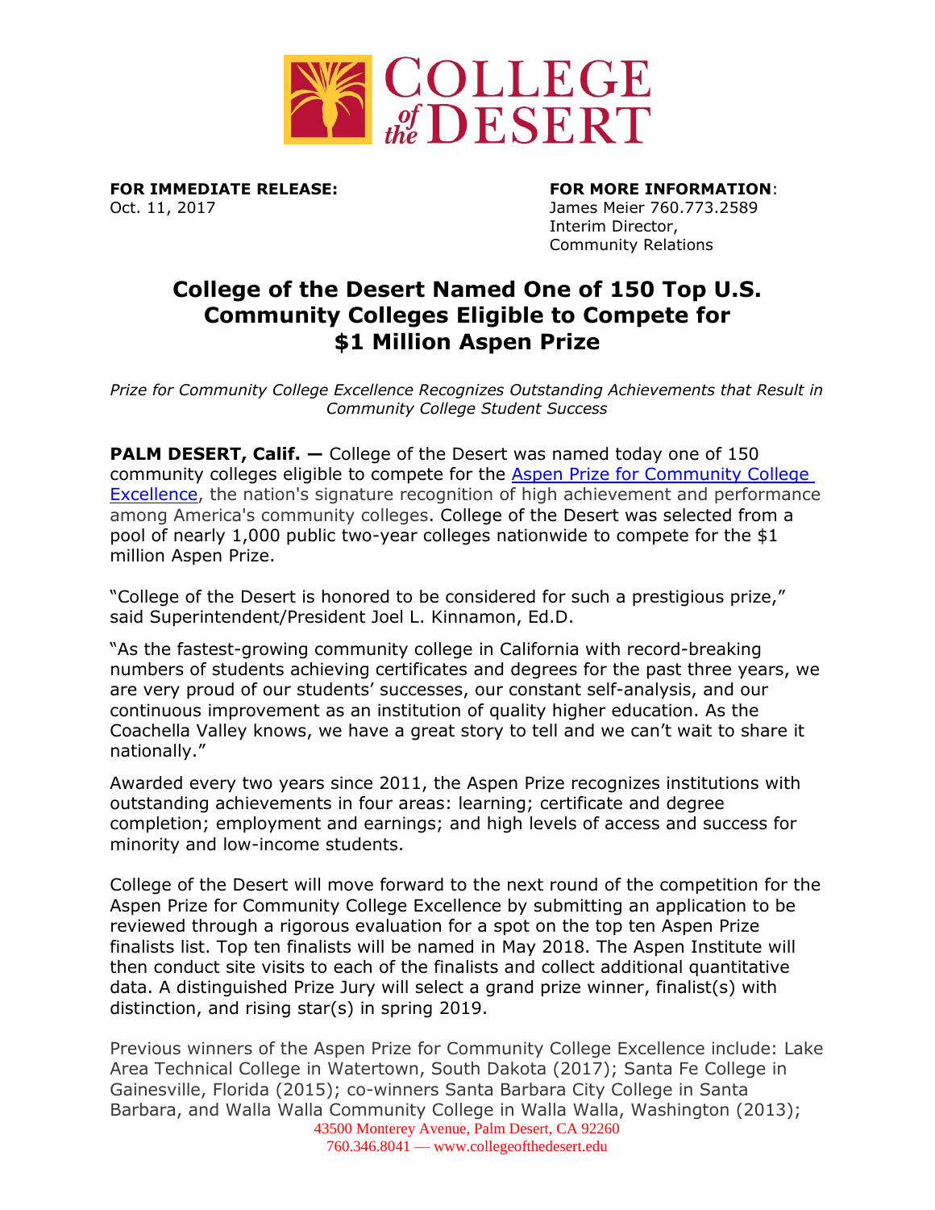**FOR IMMEDIATE RELEASE:**
Oct. 11, 2017

**FOR MORE INFORMATION**:
James Meier 760.773.2589
Interim Director,
Community Relations

# College of the Desert Named One of 150 Top U.S. Community Colleges Eligible to Compete for $1 Million Aspen Prize

*Prize for Community College Excellence Recognizes Outstanding Achievements that Result in Community College Student Success*

**PALM DESERT, Calif. —** College of the Desert was named today one of 150 community colleges eligible to compete for the Aspen Prize for Community College Excellence, the nation's signature recognition of high achievement and performance among America's community colleges. College of the Desert was selected from a pool of nearly 1,000 public two-year colleges nationwide to compete for the $1 million Aspen Prize.

"College of the Desert is honored to be considered for such a prestigious prize," said Superintendent/President Joel L. Kinnamon, Ed.D.

"As the fastest-growing community college in California with record-breaking numbers of students achieving certificates and degrees for the past three years, we are very proud of our students' successes, our constant self-analysis, and our continuous improvement as an institution of quality higher education. As the Coachella Valley knows, we have a great story to tell and we can't wait to share it nationally."

Awarded every two years since 2011, the Aspen Prize recognizes institutions with outstanding achievements in four areas: learning; certificate and degree completion; employment and earnings; and high levels of access and success for minority and low-income students.

College of the Desert will move forward to the next round of the competition for the Aspen Prize for Community College Excellence by submitting an application to be reviewed through a rigorous evaluation for a spot on the top ten Aspen Prize finalists list. Top ten finalists will be named in May 2018. The Aspen Institute will then conduct site visits to each of the finalists and collect additional quantitative data. A distinguished Prize Jury will select a grand prize winner, finalist(s) with distinction, and rising star(s) in spring 2019.

Previous winners of the Aspen Prize for Community College Excellence include: Lake Area Technical College in Watertown, South Dakota (2017); Santa Fe College in Gainesville, Florida (2015); co-winners Santa Barbara City College in Santa Barbara, and Walla Walla Community College in Walla Walla, Washington (2013);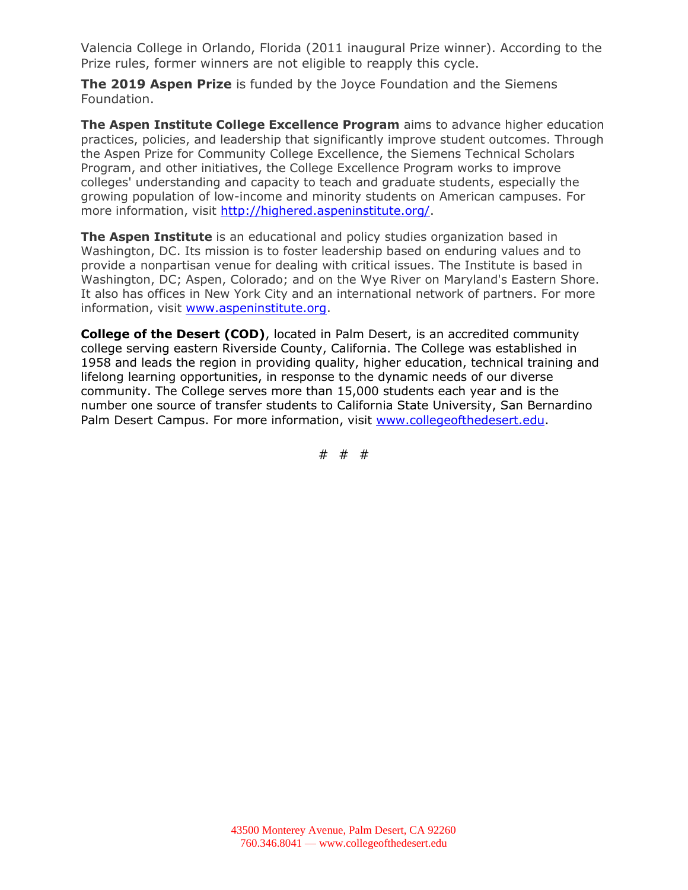Valencia College in Orlando, Florida (2011 inaugural Prize winner). According to the Prize rules, former winners are not eligible to reapply this cycle.

**The 2019 Aspen Prize** is funded by the Joyce Foundation and the Siemens Foundation.

**The Aspen Institute College Excellence Program** aims to advance higher education practices, policies, and leadership that significantly improve student outcomes. Through the Aspen Prize for Community College Excellence, the Siemens Technical Scholars Program, and other initiatives, the College Excellence Program works to improve colleges' understanding and capacity to teach and graduate students, especially the growing population of low-income and minority students on American campuses. For more information, visit http://highered.aspeninstitute.org/.

**The Aspen Institute** is an educational and policy studies organization based in Washington, DC. Its mission is to foster leadership based on enduring values and to provide a nonpartisan venue for dealing with critical issues. The Institute is based in Washington, DC; Aspen, Colorado; and on the Wye River on Maryland's Eastern Shore. It also has offices in New York City and an international network of partners. For more information, visit www.aspeninstitute.org.

**College of the Desert (COD)**, located in Palm Desert, is an accredited community college serving eastern Riverside County, California. The College was established in 1958 and leads the region in providing quality, higher education, technical training and lifelong learning opportunities, in response to the dynamic needs of our diverse community. The College serves more than 15,000 students each year and is the number one source of transfer students to California State University, San Bernardino Palm Desert Campus. For more information, visit www.collegeofthedesert.edu.

# # #

43500 Monterey Avenue, Palm Desert, CA 92260
760.346.8041 — www.collegeofthedesert.edu